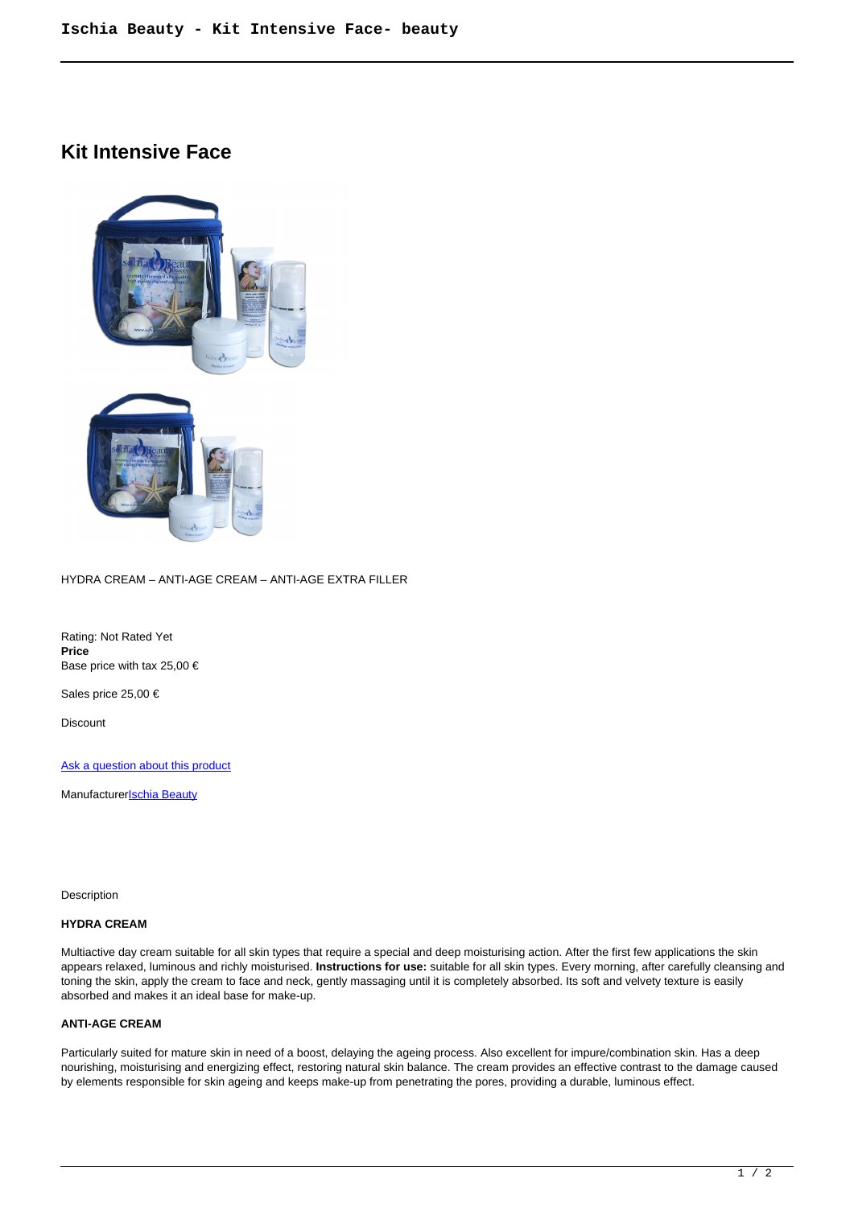# Kit Intensive Face

HYDRA CREAM – ANTI-AGE CREAM – ANTI-AGE EXTRA FILLER

Rating: Not Rated Yet
**Price**
Base price with tax 25,00 €

Sales price 25,00 €

Discount

Ask a question about this product

ManufacturerIschia Beauty

Description

#### HYDRA CREAM

Multiactive day cream suitable for all skin types that require a special and deep moisturising action. After the first few applications the skin appears relaxed, luminous and richly moisturised. **Instructions for use:** suitable for all skin types. Every morning, after carefully cleansing and toning the skin, apply the cream to face and neck, gently massaging until it is completely absorbed. Its soft and velvety texture is easily absorbed and makes it an ideal base for make-up.

#### ANTI-AGE CREAM

Particularly suited for mature skin in need of a boost, delaying the ageing process. Also excellent for impure/combination skin. Has a deep nourishing, moisturising and energizing effect, restoring natural skin balance. The cream provides an effective contrast to the damage caused by elements responsible for skin ageing and keeps make-up from penetrating the pores, providing a durable, luminous effect.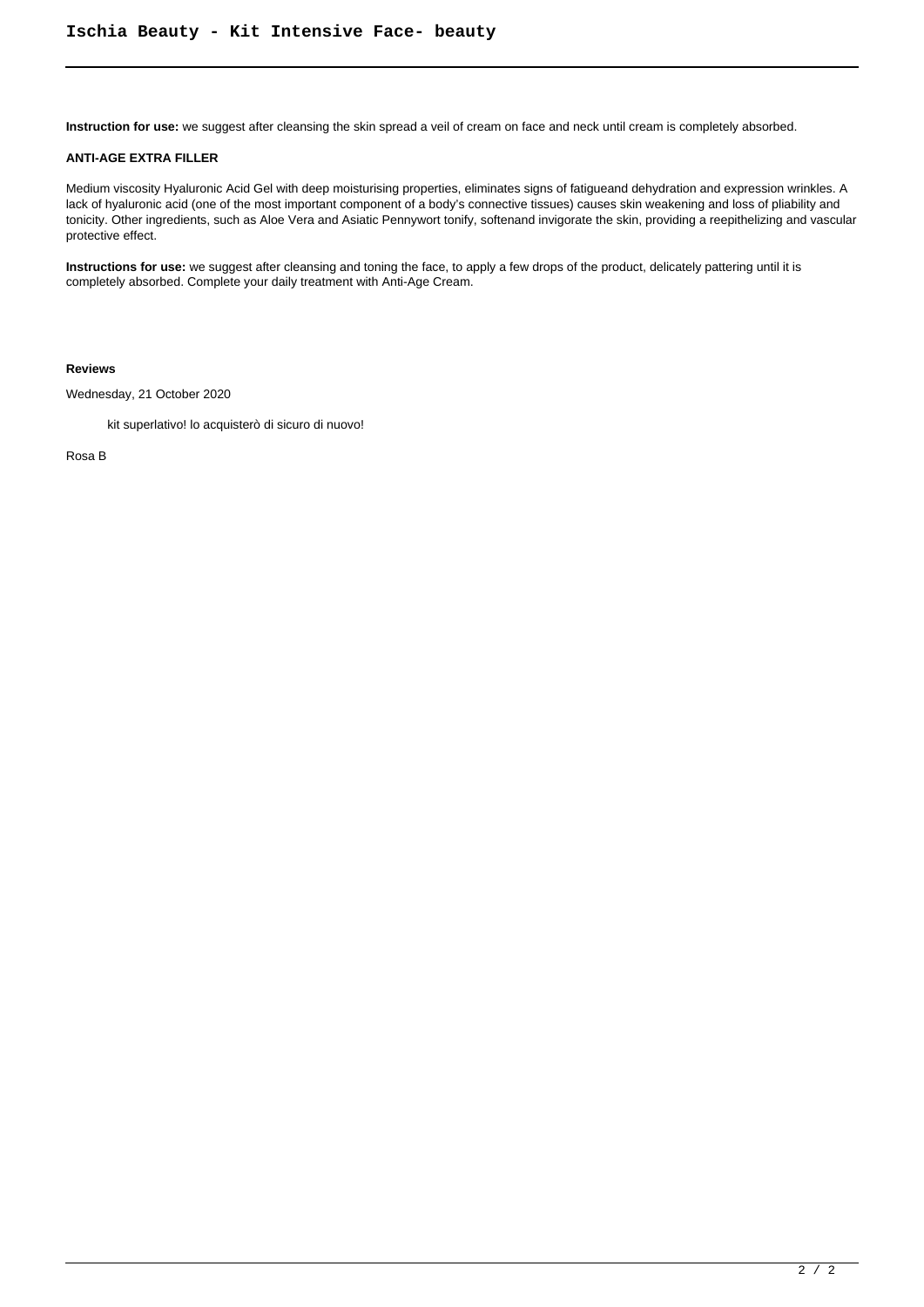**Instruction for use:** we suggest after cleansing the skin spread a veil of cream on face and neck until cream is completely absorbed.

**ANTI-AGE EXTRA FILLER**

Medium viscosity Hyaluronic Acid Gel with deep moisturising properties, eliminates signs of fatigueand dehydration and expression wrinkles. A lack of hyaluronic acid (one of the most important component of a body's connective tissues) causes skin weakening and loss of pliability and tonicity. Other ingredients, such as Aloe Vera and Asiatic Pennywort tonify, softenand invigorate the skin, providing a reepithelizing and vascular protective effect.

**Instructions for use:** we suggest after cleansing and toning the face, to apply a few drops of the product, delicately pattering until it is completely absorbed. Complete your daily treatment with Anti-Age Cream.

**Reviews**

Wednesday, 21 October 2020

kit superlativo! lo acquisterò di sicuro di nuovo!

Rosa B